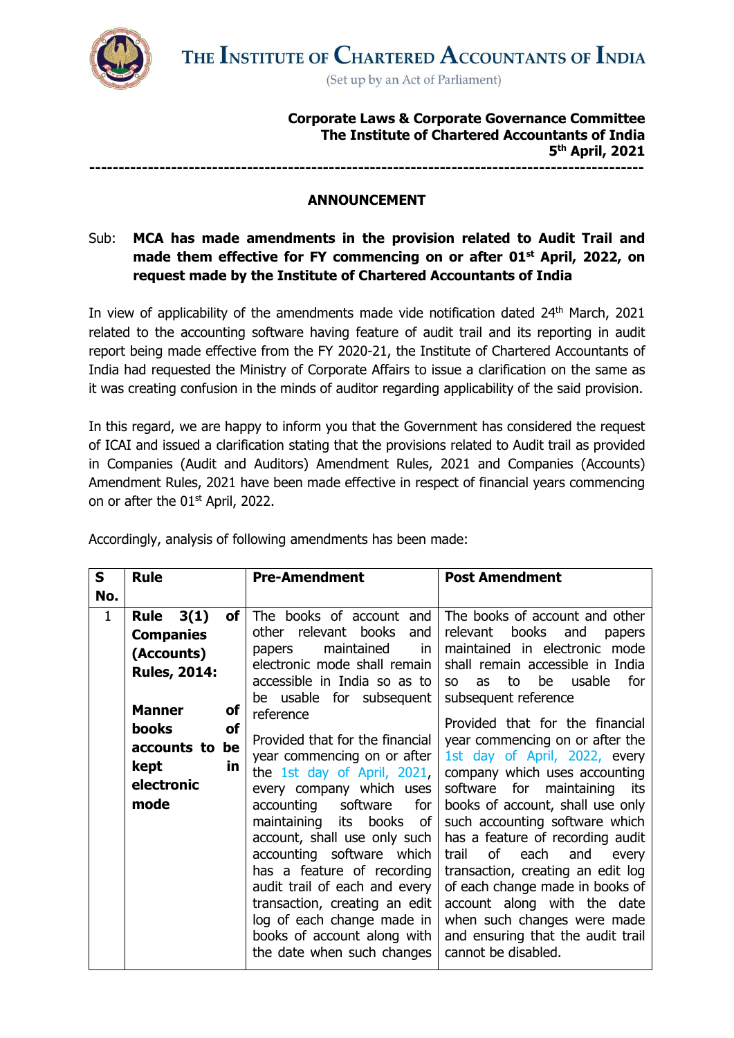# THE INSTITUTE OF CHARTERED ACCOUNTANTS OF INDIA

(Set up by an Act of Parliament)

**Corporate Laws & Corporate Governance Committee**
**The Institute of Chartered Accountants of India**
**5th April, 2021**

---

## ANNOUNCEMENT

Sub: **MCA has made amendments in the provision related to Audit Trail and made them effective for FY commencing on or after 01st April, 2022, on request made by the Institute of Chartered Accountants of India**

In view of applicability of the amendments made vide notification dated 24th March, 2021 related to the accounting software having feature of audit trail and its reporting in audit report being made effective from the FY 2020-21, the Institute of Chartered Accountants of India had requested the Ministry of Corporate Affairs to issue a clarification on the same as it was creating confusion in the minds of auditor regarding applicability of the said provision.

In this regard, we are happy to inform you that the Government has considered the request of ICAI and issued a clarification stating that the provisions related to Audit trail as provided in Companies (Audit and Auditors) Amendment Rules, 2021 and Companies (Accounts) Amendment Rules, 2021 have been made effective in respect of financial years commencing on or after the 01st April, 2022.

Accordingly, analysis of following amendments has been made:

| S No. | Rule | Pre-Amendment | Post Amendment |
|---|---|---|---|
| 1 | **Rule 3(1) of Companies (Accounts) Rules, 2014:** **Manner of books of accounts to be kept in electronic mode** | The books of account and other relevant books and papers maintained in electronic mode shall remain accessible in India so as to be usable for subsequent reference Provided that for the financial year commencing on or after the 1st day of April, 2021, every company which uses accounting software for maintaining its books of account, shall use only such accounting software which has a feature of recording audit trail of each and every transaction, creating an edit log of each change made in books of account along with the date when such changes | The books of account and other relevant books and papers maintained in electronic mode shall remain accessible in India so as to be usable for subsequent reference Provided that for the financial year commencing on or after the 1st day of April, 2022, every company which uses accounting software for maintaining its books of account, shall use only such accounting software which has a feature of recording audit trail of each and every transaction, creating an edit log of each change made in books of account along with the date when such changes were made and ensuring that the audit trail cannot be disabled. |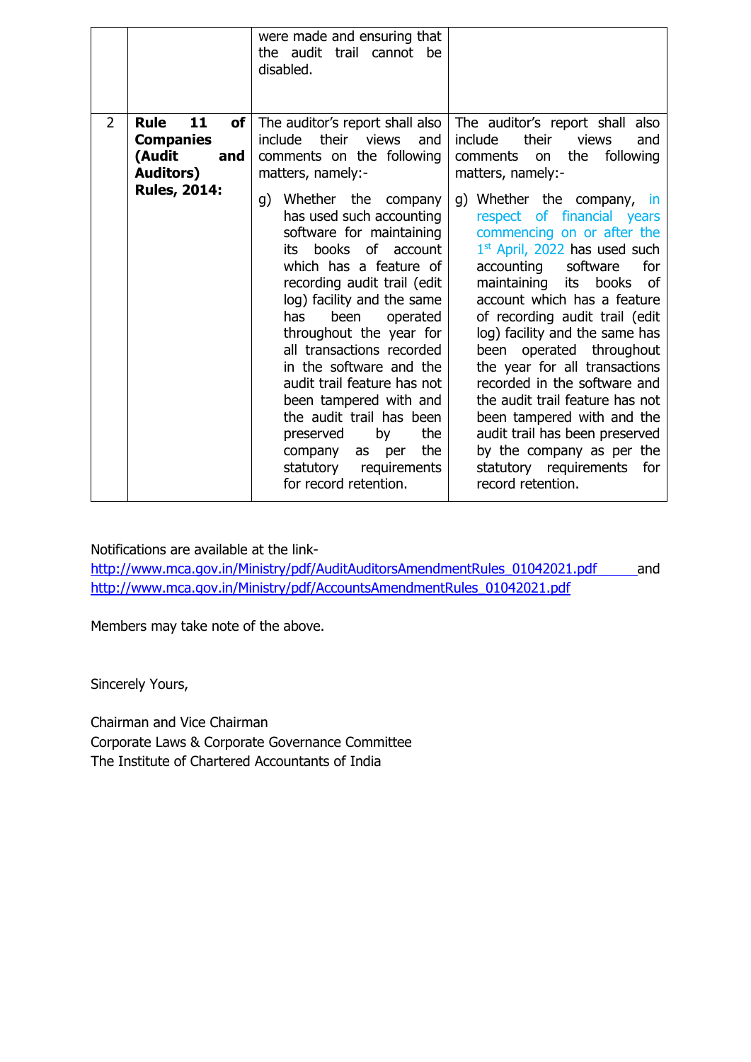| | | | |
|---|---|---|---|
| | | were made and ensuring that the audit trail cannot be disabled. | |
| 2 | **Rule 11 of Companies (Audit and Auditors) Rules, 2014:** | The auditor's report shall also include their views and comments on the following matters, namely:-<br><br>g) Whether the company has used such accounting software for maintaining its books of account which has a feature of recording audit trail (edit log) facility and the same has been operated throughout the year for all transactions recorded in the software and the audit trail feature has not been tampered with and the audit trail has been preserved by the company as per the statutory requirements for record retention. | The auditor's report shall also include their views and comments on the following matters, namely:-<br><br>g) Whether the company, in respect of financial years commencing on or after the 1st April, 2022 has used such accounting software for maintaining its books of account which has a feature of recording audit trail (edit log) facility and the same has been operated throughout the year for all transactions recorded in the software and the audit trail feature has not been tampered with and the audit trail has been preserved by the company as per the statutory requirements for record retention. |

Notifications are available at the link-
http://www.mca.gov.in/Ministry/pdf/AuditAuditorsAmendmentRules_01042021.pdf and
http://www.mca.gov.in/Ministry/pdf/AccountsAmendmentRules_01042021.pdf

Members may take note of the above.

Sincerely Yours,

Chairman and Vice Chairman
Corporate Laws & Corporate Governance Committee
The Institute of Chartered Accountants of India